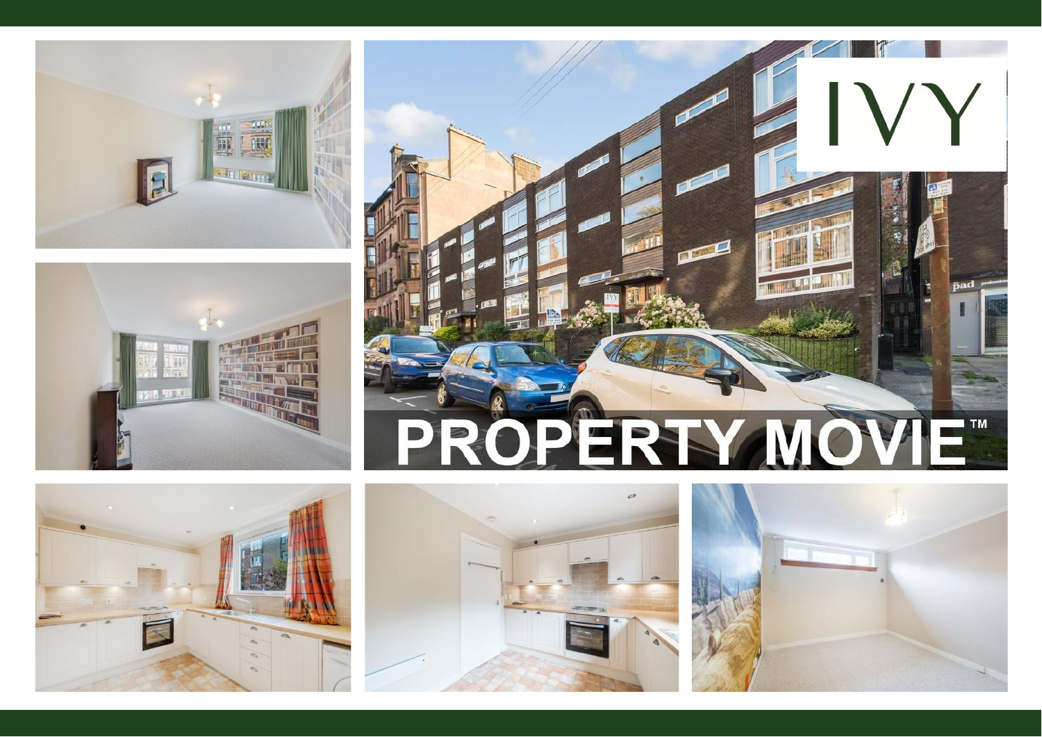IVY

PROPERTY MOVIE™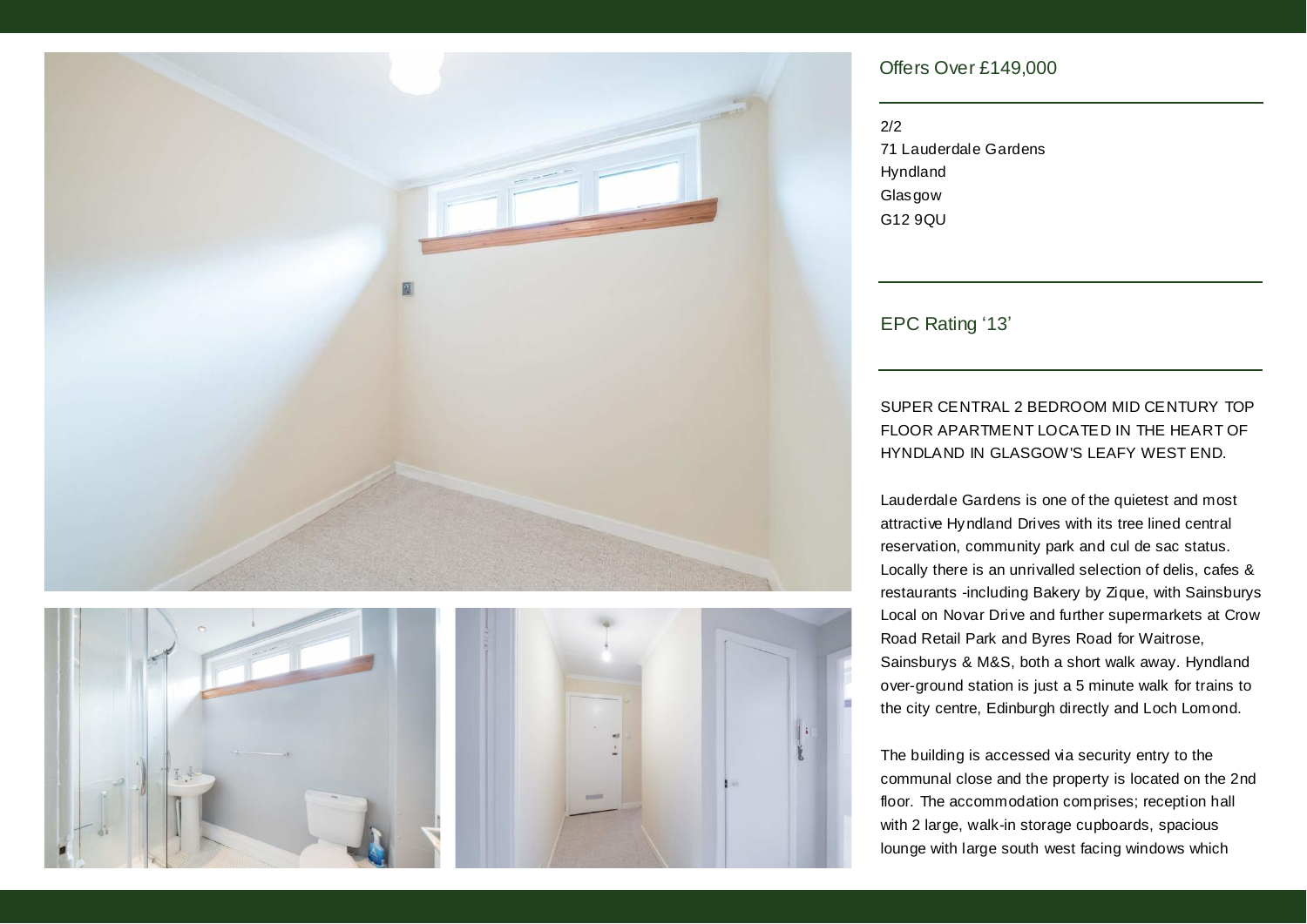Offers Over £149,000

2/2
71 Lauderdale Gardens
Hyndland
Glasgow
G12 9QU

EPC Rating '13'

SUPER CENTRAL 2 BEDROOM MID CENTURY TOP FLOOR APARTMENT LOCATED IN THE HEART OF HYNDLAND IN GLASGOW'S LEAFY WEST END.

Lauderdale Gardens is one of the quietest and most attractive Hyndland Drives with its tree lined central reservation, community park and cul de sac status. Locally there is an unrivalled selection of delis, cafes & restaurants -including Bakery by Zique, with Sainsburys Local on Novar Drive and further supermarkets at Crow Road Retail Park and Byres Road for Waitrose, Sainsburys & M&S, both a short walk away. Hyndland over-ground station is just a 5 minute walk for trains to the city centre, Edinburgh directly and Loch Lomond.

The building is accessed via security entry to the communal close and the property is located on the 2nd floor. The accommodation comprises; reception hall with 2 large, walk-in storage cupboards, spacious lounge with large south west facing windows which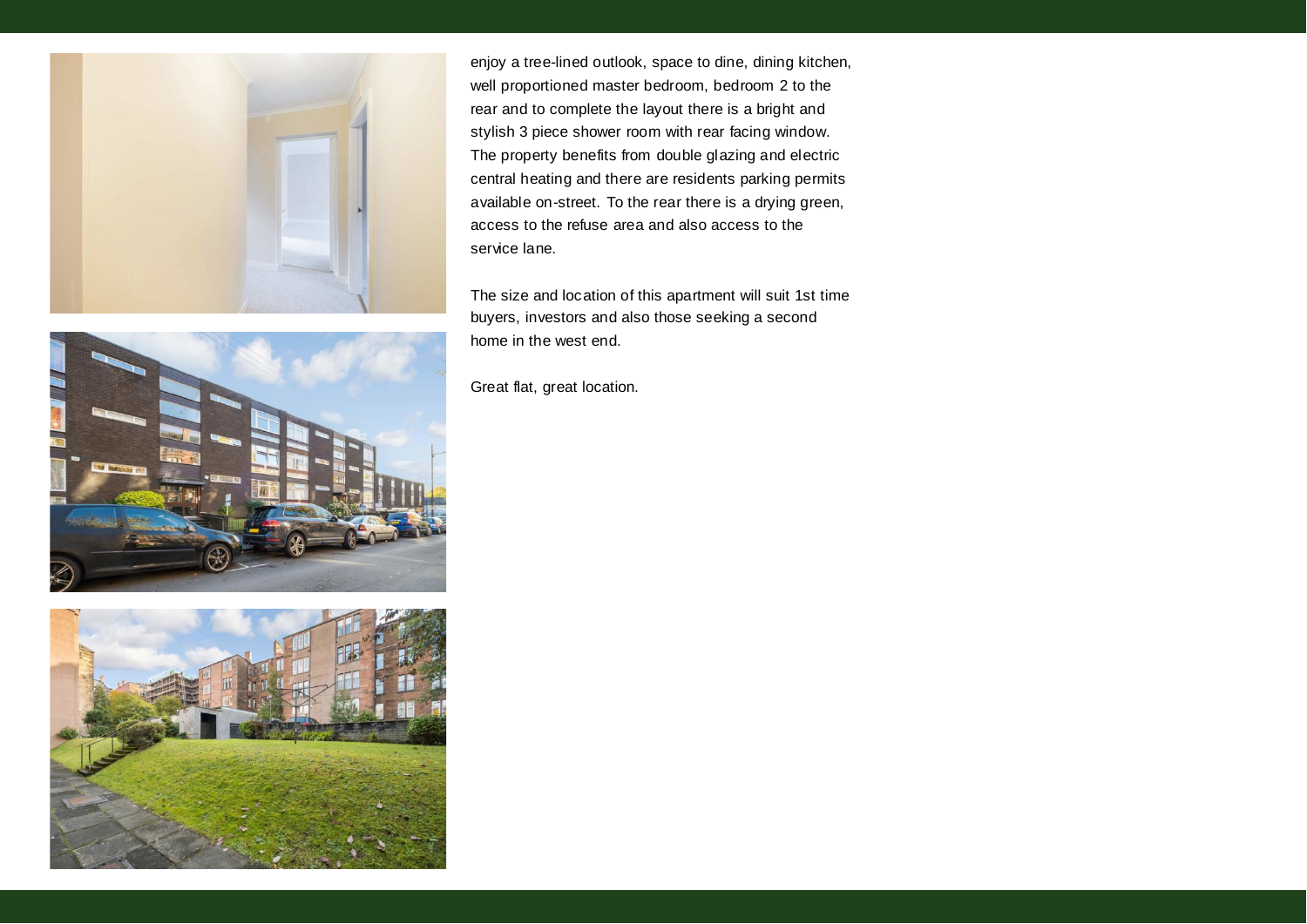enjoy a tree-lined outlook, space to dine, dining kitchen, well proportioned master bedroom, bedroom 2 to the rear and to complete the layout there is a bright and stylish 3 piece shower room with rear facing window. The property benefits from double glazing and electric central heating and there are residents parking permits available on-street. To the rear there is a drying green, access to the refuse area and also access to the service lane.

The size and location of this apartment will suit 1st time buyers, investors and also those seeking a second home in the west end.

Great flat, great location.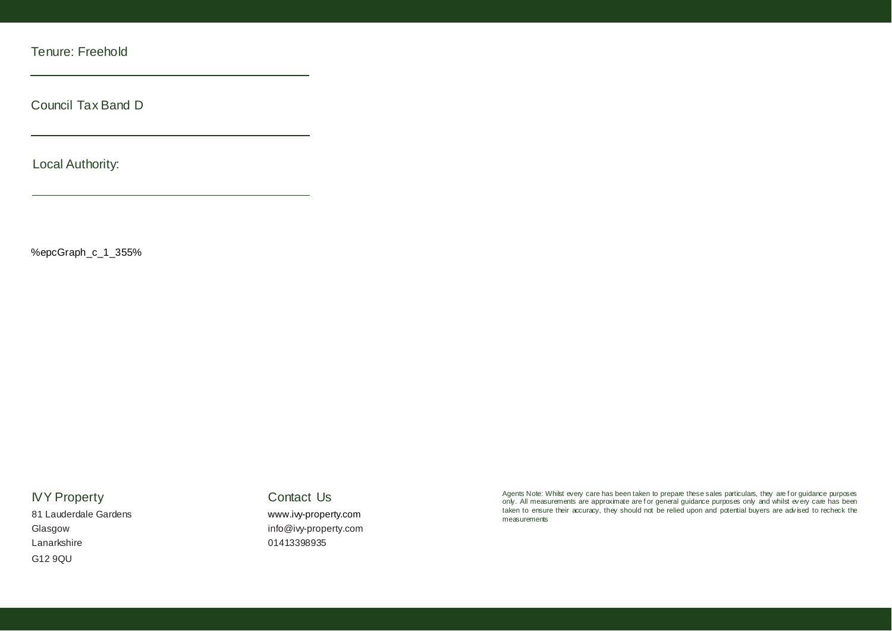Tenure: Freehold

Council Tax Band D

Local Authority:

%epcGraph_c_1_355%

## IVY Property

81 Lauderdale Gardens
Glasgow
Lanarkshire
G12 9QU

## Contact Us

www.ivy-property.com
info@ivy-property.com
01413398935

Agents Note: Whilst every care has been taken to prepare these sales particulars, they are for guidance purposes only. All measurements are approximate are for general guidance purposes only and whilst every care has been taken to ensure their accuracy, they should not be relied upon and potential buyers are advised to recheck the measurements